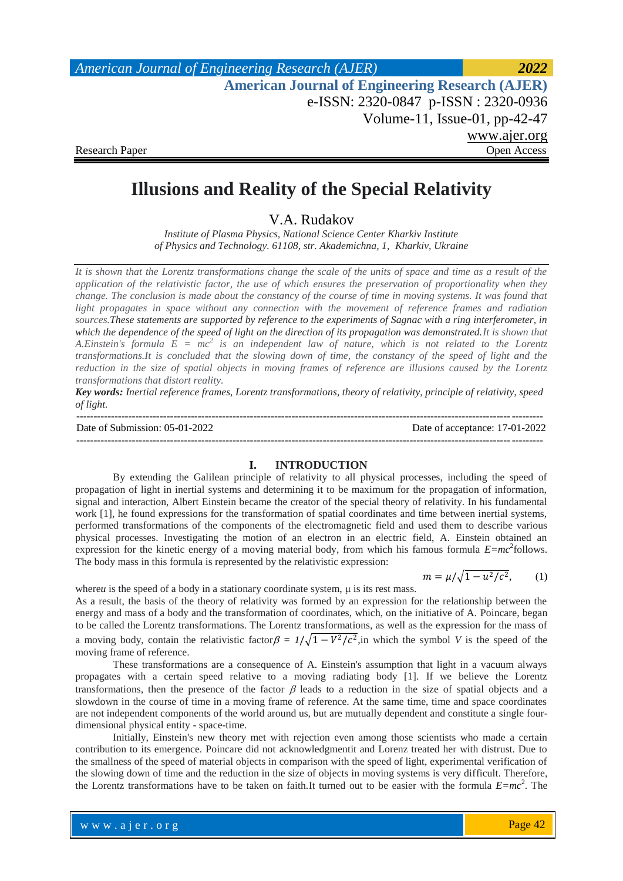# Illusions and Reality of the Special Relativity

V.A. Rudakov

*Institute of Plasma Physics, National Science Center Kharkiv Institute of Physics and Technology. 61108, str. Akademichna, 1, Kharkiv, Ukraine*

---

*It is shown that the Lorentz transformations change the scale of the units of space and time as a result of the application of the relativistic factor, the use of which ensures the preservation of proportionality when they change. The conclusion is made about the constancy of the course of time in moving systems. It was found that light propagates in space without any connection with the movement of reference frames and radiation sources.These statements are supported by reference to the experiments of Sagnac with a ring interferometer, in which the dependence of the speed of light on the direction of its propagation was demonstrated.It is shown that A.Einstein's formula $E = mc^2$ is an independent law of nature, which is not related to the Lorentz transformations.It is concluded that the slowing down of time, the constancy of the speed of light and the reduction in the size of spatial objects in moving frames of reference are illusions caused by the Lorentz transformations that distort reality.*

***Key words:*** *Inertial reference frames, Lorentz transformations, theory of relativity, principle of relativity, speed of light.*

---

Date of Submission: 05-01-2022 Date of acceptance: 17-01-2022

---

## I. INTRODUCTION

By extending the Galilean principle of relativity to all physical processes, including the speed of propagation of light in inertial systems and determining it to be maximum for the propagation of information, signal and interaction, Albert Einstein became the creator of the special theory of relativity. In his fundamental work [1], he found expressions for the transformation of spatial coordinates and time between inertial systems, performed transformations of the components of the electromagnetic field and used them to describe various physical processes. Investigating the motion of an electron in an electric field, A. Einstein obtained an expression for the kinetic energy of a moving material body, from which his famous formula $E=mc^2$follows. The body mass in this formula is represented by the relativistic expression:

$$m = \mu/\sqrt{1 - u^2/c^2}, \qquad (1)$$

where$u$ is the speed of a body in a stationary coordinate system, $\mu$ is its rest mass.

As a result, the basis of the theory of relativity was formed by an expression for the relationship between the energy and mass of a body and the transformation of coordinates, which, on the initiative of A. Poincare, began to be called the Lorentz transformations. The Lorentz transformations, as well as the expression for the mass of a moving body, contain the relativistic factor$\beta = 1/\sqrt{1 - V^2/c^2}$,in which the symbol $V$ is the speed of the moving frame of reference.

These transformations are a consequence of A. Einstein's assumption that light in a vacuum always propagates with a certain speed relative to a moving radiating body [1]. If we believe the Lorentz transformations, then the presence of the factor $\beta$ leads to a reduction in the size of spatial objects and a slowdown in the course of time in a moving frame of reference. At the same time, time and space coordinates are not independent components of the world around us, but are mutually dependent and constitute a single four-dimensional physical entity - space-time.

Initially, Einstein's new theory met with rejection even among those scientists who made a certain contribution to its emergence. Poincare did not acknowledgmentit and Lorenz treated her with distrust. Due to the smallness of the speed of material objects in comparison with the speed of light, experimental verification of the slowing down of time and the reduction in the size of objects in moving systems is very difficult. Therefore, the Lorentz transformations have to be taken on faith.It turned out to be easier with the formula $E=mc^2$. The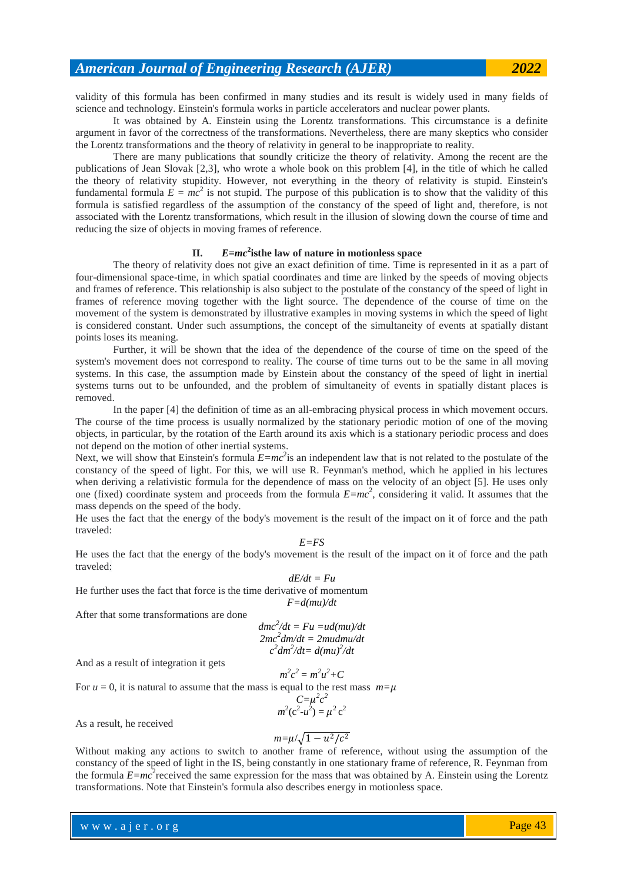validity of this formula has been confirmed in many studies and its result is widely used in many fields of science and technology. Einstein's formula works in particle accelerators and nuclear power plants.

It was obtained by A. Einstein using the Lorentz transformations. This circumstance is a definite argument in favor of the correctness of the transformations. Nevertheless, there are many skeptics who consider the Lorentz transformations and the theory of relativity in general to be inappropriate to reality.

There are many publications that soundly criticize the theory of relativity. Among the recent are the publications of Jean Slovak [2,3], who wrote a whole book on this problem [4], in the title of which he called the theory of relativity stupidity. However, not everything in the theory of relativity is stupid. Einstein's fundamental formula $E = mc^2$ is not stupid. The purpose of this publication is to show that the validity of this formula is satisfied regardless of the assumption of the constancy of the speed of light and, therefore, is not associated with the Lorentz transformations, which result in the illusion of slowing down the course of time and reducing the size of objects in moving frames of reference.

## II. $E=mc^2$ isthe law of nature in motionless space

The theory of relativity does not give an exact definition of time. Time is represented in it as a part of four-dimensional space-time, in which spatial coordinates and time are linked by the speeds of moving objects and frames of reference. This relationship is also subject to the postulate of the constancy of the speed of light in frames of reference moving together with the light source. The dependence of the course of time on the movement of the system is demonstrated by illustrative examples in moving systems in which the speed of light is considered constant. Under such assumptions, the concept of the simultaneity of events at spatially distant points loses its meaning.

Further, it will be shown that the idea of the dependence of the course of time on the speed of the system's movement does not correspond to reality. The course of time turns out to be the same in all moving systems. In this case, the assumption made by Einstein about the constancy of the speed of light in inertial systems turns out to be unfounded, and the problem of simultaneity of events in spatially distant places is removed.

In the paper [4] the definition of time as an all-embracing physical process in which movement occurs. The course of the time process is usually normalized by the stationary periodic motion of one of the moving objects, in particular, by the rotation of the Earth around its axis which is a stationary periodic process and does not depend on the motion of other inertial systems.

Next, we will show that Einstein's formula $E=mc^2$is an independent law that is not related to the postulate of the constancy of the speed of light. For this, we will use R. Feynman's method, which he applied in his lectures when deriving a relativistic formula for the dependence of mass on the velocity of an object [5]. He uses only one (fixed) coordinate system and proceeds from the formula $E=mc^2$, considering it valid. It assumes that the mass depends on the speed of the body.

He uses the fact that the energy of the body's movement is the result of the impact on it of force and the path traveled:

$$E=FS$$

He uses the fact that the energy of the body's movement is the result of the impact on it of force and the path traveled:

$$dE/dt = Fu$$

He further uses the fact that force is the time derivative of momentum

$$F=d(mu)/dt$$

After that some transformations are done

$$dmc^2/dt = Fu = ud(mu)/dt$$

$$2mc^2dm/dt = 2mudmu/dt$$

$$c^2dm^2/dt= d(mu)^2/dt$$

And as a result of integration it gets

$$m^2c^2 = m^2u^2+C$$

For $u = 0$, it is natural to assume that the mass is equal to the rest mass $m=\mu$

$$C=\mu^2c^2$$

$$m^2(c^2-u^2) = \mu^2 c^2$$

As a result, he received

$$m=\mu/\sqrt{1-u^2/c^2}$$

Without making any actions to switch to another frame of reference, without using the assumption of the constancy of the speed of light in the IS, being constantly in one stationary frame of reference, R. Feynman from the formula $E=mc^2$received the same expression for the mass that was obtained by A. Einstein using the Lorentz transformations. Note that Einstein's formula also describes energy in motionless space.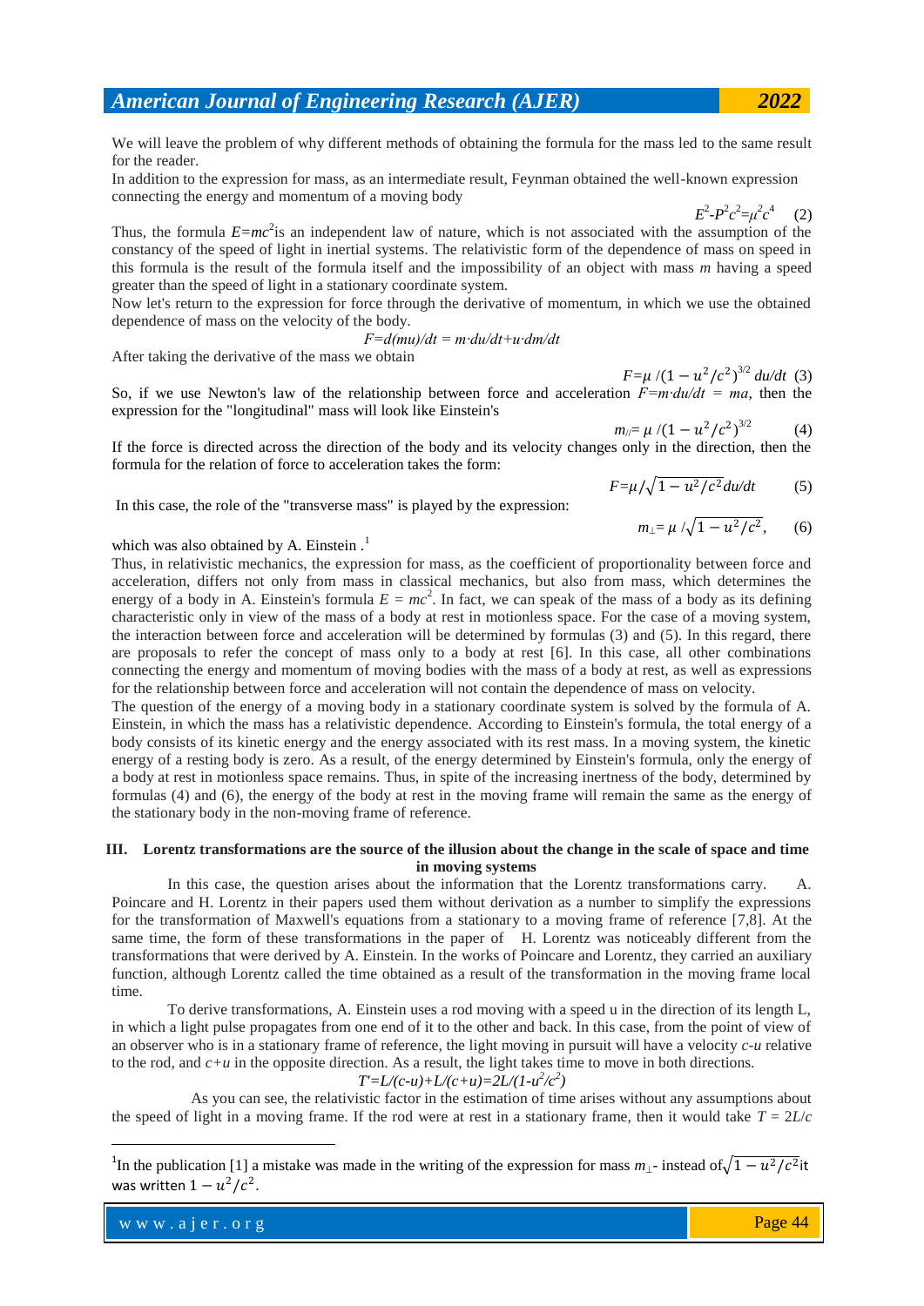We will leave the problem of why different methods of obtaining the formula for the mass led to the same result for the reader.

In addition to the expression for mass, as an intermediate result, Feynman obtained the well-known expression connecting the energy and momentum of a moving body

$$E^2\text{-}P^2c^2=\mu^2c^4 \quad (2)$$

Thus, the formula $E=mc^2$is an independent law of nature, which is not associated with the assumption of the constancy of the speed of light in inertial systems. The relativistic form of the dependence of mass on speed in this formula is the result of the formula itself and the impossibility of an object with mass $m$ having a speed greater than the speed of light in a stationary coordinate system.

Now let's return to the expression for force through the derivative of momentum, in which we use the obtained dependence of mass on the velocity of the body.

$$F=d(mu)/dt = m\cdot du/dt+u\cdot dm/dt$$

After taking the derivative of the mass we obtain

$$F=\mu\ /(1-u^2/c^2)^{3/2}\ du/dt \quad (3)$$

So, if we use Newton's law of the relationship between force and acceleration $F=m\cdot du/dt = ma$, then the expression for the "longitudinal" mass will look like Einstein's

$$m_{//}= \mu\ /(1-u^2/c^2)^{3/2} \quad (4)$$

If the force is directed across the direction of the body and its velocity changes only in the direction, then the formula for the relation of force to acceleration takes the form:

$$F=\mu/\sqrt{1-u^2/c^2}du/dt \quad (5)$$

In this case, the role of the "transverse mass" is played by the expression:

$$m_{\perp}= \mu\ /\sqrt{1-u^2/c^2}, \quad (6)$$

which was also obtained by A. Einstein .[1]

Thus, in relativistic mechanics, the expression for mass, as the coefficient of proportionality between force and acceleration, differs not only from mass in classical mechanics, but also from mass, which determines the energy of a body in A. Einstein's formula $E = mc^2$. In fact, we can speak of the mass of a body as its defining characteristic only in view of the mass of a body at rest in motionless space. For the case of a moving system, the interaction between force and acceleration will be determined by formulas (3) and (5). In this regard, there are proposals to refer the concept of mass only to a body at rest [6]. In this case, all other combinations connecting the energy and momentum of moving bodies with the mass of a body at rest, as well as expressions for the relationship between force and acceleration will not contain the dependence of mass on velocity.

The question of the energy of a moving body in a stationary coordinate system is solved by the formula of A. Einstein, in which the mass has a relativistic dependence. According to Einstein's formula, the total energy of a body consists of its kinetic energy and the energy associated with its rest mass. In a moving system, the kinetic energy of a resting body is zero. As a result, of the energy determined by Einstein's formula, only the energy of a body at rest in motionless space remains. Thus, in spite of the increasing inertness of the body, determined by formulas (4) and (6), the energy of the body at rest in the moving frame will remain the same as the energy of the stationary body in the non-moving frame of reference.

## III. Lorentz transformations are the source of the illusion about the change in the scale of space and time in moving systems

In this case, the question arises about the information that the Lorentz transformations carry. A. Poincare and H. Lorentz in their papers used them without derivation as a number to simplify the expressions for the transformation of Maxwell's equations from a stationary to a moving frame of reference [7,8]. At the same time, the form of these transformations in the paper of H. Lorentz was noticeably different from the transformations that were derived by A. Einstein. In the works of Poincare and Lorentz, they carried an auxiliary function, although Lorentz called the time obtained as a result of the transformation in the moving frame local time.

To derive transformations, A. Einstein uses a rod moving with a speed u in the direction of its length L, in which a light pulse propagates from one end of it to the other and back. In this case, from the point of view of an observer who is in a stationary frame of reference, the light moving in pursuit will have a velocity $c\text{-}u$ relative to the rod, and $c+u$ in the opposite direction. As a result, the light takes time to move in both directions.

$$T'=L/(c\text{-}u)+L/(c+u)=2L/(1\text{-}u^2/c^2)$$

As you can see, the relativistic factor in the estimation of time arises without any assumptions about the speed of light in a moving frame. If the rod were at rest in a stationary frame, then it would take $T = 2L/c$

---

[1] In the publication [1] a mistake was made in the writing of the expression for mass $m_{\perp}$- instead of $\sqrt{1-u^2/c^2}$ it was written $1-u^2/c^2$.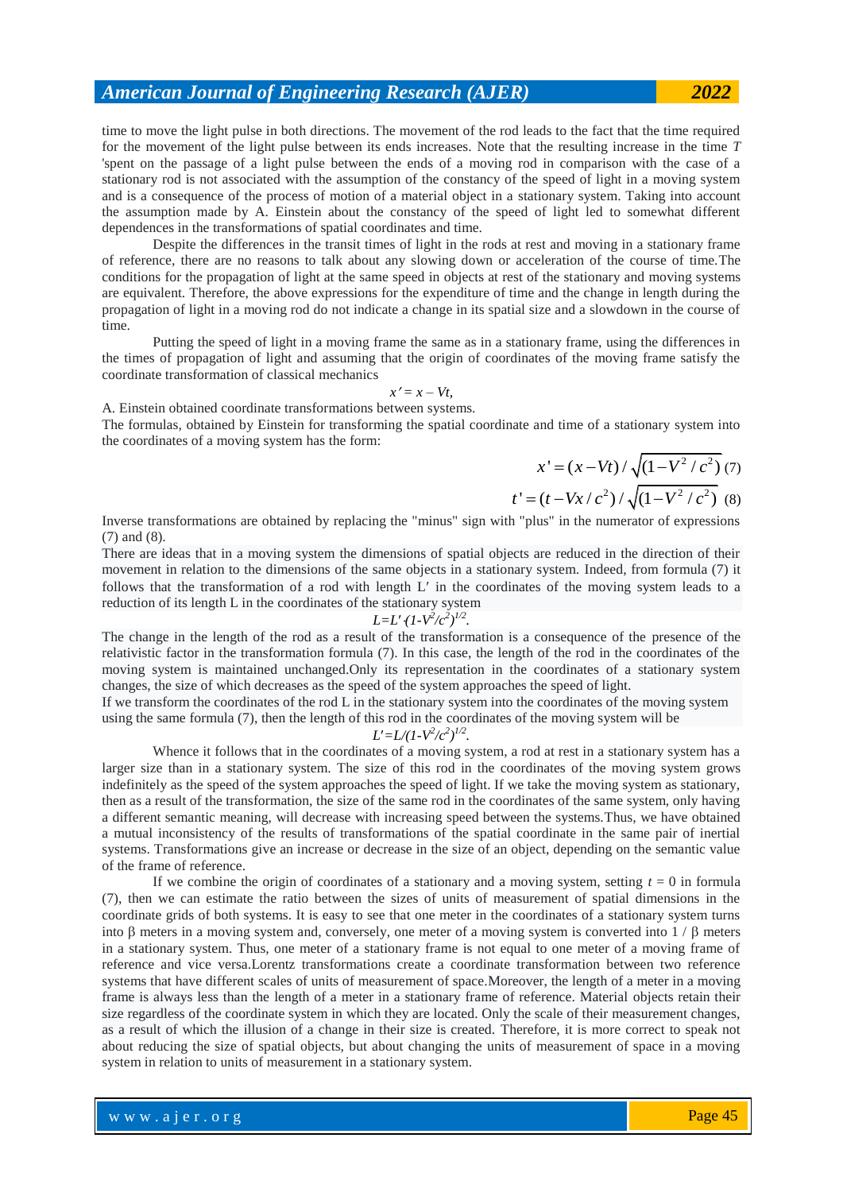time to move the light pulse in both directions. The movement of the rod leads to the fact that the time required for the movement of the light pulse between its ends increases. Note that the resulting increase in the time *T* 'spent on the passage of a light pulse between the ends of a moving rod in comparison with the case of a stationary rod is not associated with the assumption of the constancy of the speed of light in a moving system and is a consequence of the process of motion of a material object in a stationary system. Taking into account the assumption made by A. Einstein about the constancy of the speed of light led to somewhat different dependences in the transformations of spatial coordinates and time.

Despite the differences in the transit times of light in the rods at rest and moving in a stationary frame of reference, there are no reasons to talk about any slowing down or acceleration of the course of time.The conditions for the propagation of light at the same speed in objects at rest of the stationary and moving systems are equivalent. Therefore, the above expressions for the expenditure of time and the change in length during the propagation of light in a moving rod do not indicate a change in its spatial size and a slowdown in the course of time.

Putting the speed of light in a moving frame the same as in a stationary frame, using the differences in the times of propagation of light and assuming that the origin of coordinates of the moving frame satisfy the coordinate transformation of classical mechanics

$$x' = x - Vt,$$

A. Einstein obtained coordinate transformations between systems.

The formulas, obtained by Einstein for transforming the spatial coordinate and time of a stationary system into the coordinates of a moving system has the form:

$$x' = (x - Vt) / \sqrt{(1 - V^2 / c^2)} \quad (7)$$

$$t' = (t - Vx / c^2) / \sqrt{(1 - V^2 / c^2)} \quad (8)$$

Inverse transformations are obtained by replacing the "minus" sign with "plus" in the numerator of expressions (7) and (8).

There are ideas that in a moving system the dimensions of spatial objects are reduced in the direction of their movement in relation to the dimensions of the same objects in a stationary system. Indeed, from formula (7) it follows that the transformation of a rod with length L′ in the coordinates of the moving system leads to a reduction of its length L in the coordinates of the stationary system

$$L = L' \cdot (1 - V^2/c^2)^{1/2}.$$

The change in the length of the rod as a result of the transformation is a consequence of the presence of the relativistic factor in the transformation formula (7). In this case, the length of the rod in the coordinates of the moving system is maintained unchanged.Only its representation in the coordinates of a stationary system changes, the size of which decreases as the speed of the system approaches the speed of light.

If we transform the coordinates of the rod L in the stationary system into the coordinates of the moving system using the same formula (7), then the length of this rod in the coordinates of the moving system will be

$$L' = L/(1 - V^2/c^2)^{1/2}.$$

Whence it follows that in the coordinates of a moving system, a rod at rest in a stationary system has a larger size than in a stationary system. The size of this rod in the coordinates of the moving system grows indefinitely as the speed of the system approaches the speed of light. If we take the moving system as stationary, then as a result of the transformation, the size of the same rod in the coordinates of the same system, only having a different semantic meaning, will decrease with increasing speed between the systems.Thus, we have obtained a mutual inconsistency of the results of transformations of the spatial coordinate in the same pair of inertial systems. Transformations give an increase or decrease in the size of an object, depending on the semantic value of the frame of reference.

If we combine the origin of coordinates of a stationary and a moving system, setting $t = 0$ in formula (7), then we can estimate the ratio between the sizes of units of measurement of spatial dimensions in the coordinate grids of both systems. It is easy to see that one meter in the coordinates of a stationary system turns into β meters in a moving system and, conversely, one meter of a moving system is converted into 1 / β meters in a stationary system. Thus, one meter of a stationary frame is not equal to one meter of a moving frame of reference and vice versa.Lorentz transformations create a coordinate transformation between two reference systems that have different scales of units of measurement of space.Moreover, the length of a meter in a moving frame is always less than the length of a meter in a stationary frame of reference. Material objects retain their size regardless of the coordinate system in which they are located. Only the scale of their measurement changes, as a result of which the illusion of a change in their size is created. Therefore, it is more correct to speak not about reducing the size of spatial objects, but about changing the units of measurement of space in a moving system in relation to units of measurement in a stationary system.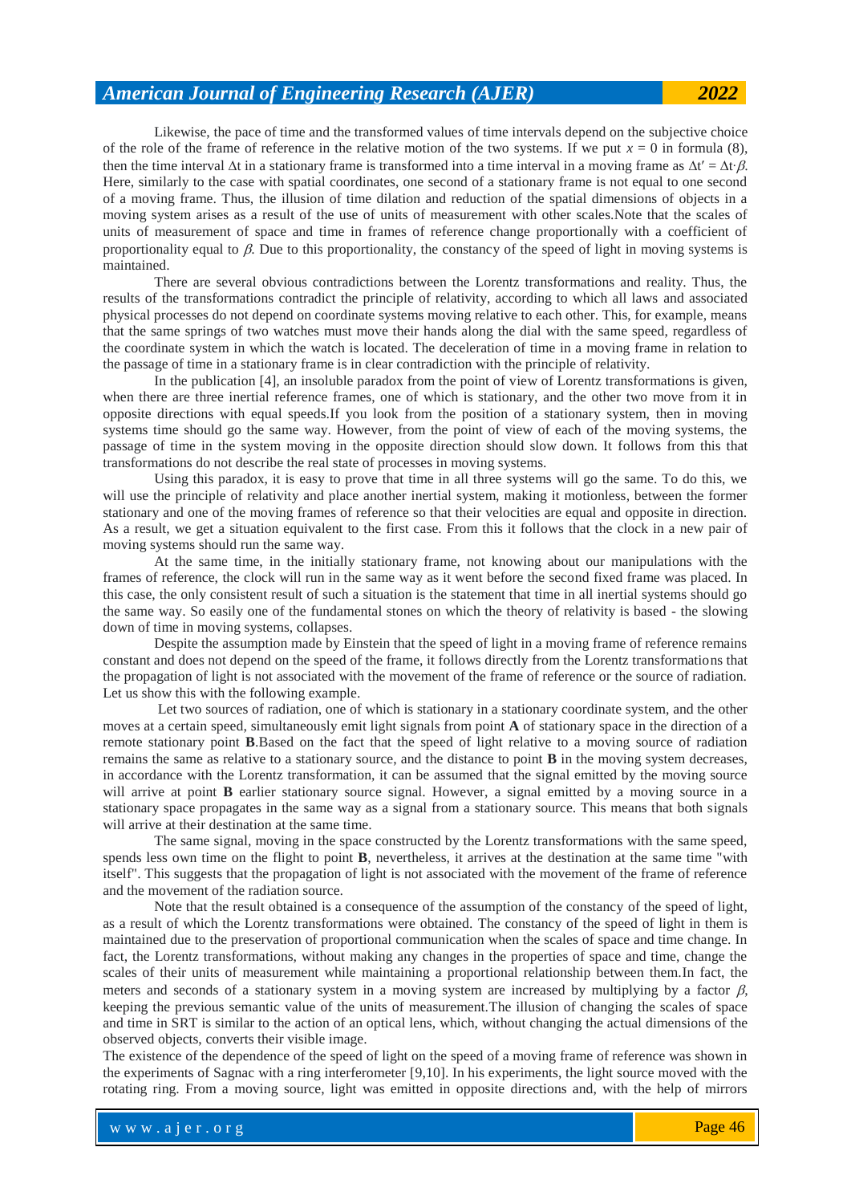Likewise, the pace of time and the transformed values of time intervals depend on the subjective choice of the role of the frame of reference in the relative motion of the two systems. If we put $x = 0$ in formula (8), then the time interval $\Delta t$ in a stationary frame is transformed into a time interval in a moving frame as $\Delta t' = \Delta t \cdot \beta$. Here, similarly to the case with spatial coordinates, one second of a stationary frame is not equal to one second of a moving frame. Thus, the illusion of time dilation and reduction of the spatial dimensions of objects in a moving system arises as a result of the use of units of measurement with other scales.Note that the scales of units of measurement of space and time in frames of reference change proportionally with a coefficient of proportionality equal to $\beta$. Due to this proportionality, the constancy of the speed of light in moving systems is maintained.

There are several obvious contradictions between the Lorentz transformations and reality. Thus, the results of the transformations contradict the principle of relativity, according to which all laws and associated physical processes do not depend on coordinate systems moving relative to each other. This, for example, means that the same springs of two watches must move their hands along the dial with the same speed, regardless of the coordinate system in which the watch is located. The deceleration of time in a moving frame in relation to the passage of time in a stationary frame is in clear contradiction with the principle of relativity.

In the publication [4], an insoluble paradox from the point of view of Lorentz transformations is given, when there are three inertial reference frames, one of which is stationary, and the other two move from it in opposite directions with equal speeds.If you look from the position of a stationary system, then in moving systems time should go the same way. However, from the point of view of each of the moving systems, the passage of time in the system moving in the opposite direction should slow down. It follows from this that transformations do not describe the real state of processes in moving systems.

Using this paradox, it is easy to prove that time in all three systems will go the same. To do this, we will use the principle of relativity and place another inertial system, making it motionless, between the former stationary and one of the moving frames of reference so that their velocities are equal and opposite in direction. As a result, we get a situation equivalent to the first case. From this it follows that the clock in a new pair of moving systems should run the same way.

At the same time, in the initially stationary frame, not knowing about our manipulations with the frames of reference, the clock will run in the same way as it went before the second fixed frame was placed. In this case, the only consistent result of such a situation is the statement that time in all inertial systems should go the same way. So easily one of the fundamental stones on which the theory of relativity is based - the slowing down of time in moving systems, collapses.

Despite the assumption made by Einstein that the speed of light in a moving frame of reference remains constant and does not depend on the speed of the frame, it follows directly from the Lorentz transformations that the propagation of light is not associated with the movement of the frame of reference or the source of radiation. Let us show this with the following example.

Let two sources of radiation, one of which is stationary in a stationary coordinate system, and the other moves at a certain speed, simultaneously emit light signals from point **A** of stationary space in the direction of a remote stationary point **B**.Based on the fact that the speed of light relative to a moving source of radiation remains the same as relative to a stationary source, and the distance to point **B** in the moving system decreases, in accordance with the Lorentz transformation, it can be assumed that the signal emitted by the moving source will arrive at point **B** earlier stationary source signal. However, a signal emitted by a moving source in a stationary space propagates in the same way as a signal from a stationary source. This means that both signals will arrive at their destination at the same time.

The same signal, moving in the space constructed by the Lorentz transformations with the same speed, spends less own time on the flight to point **B**, nevertheless, it arrives at the destination at the same time "with itself". This suggests that the propagation of light is not associated with the movement of the frame of reference and the movement of the radiation source.

Note that the result obtained is a consequence of the assumption of the constancy of the speed of light, as a result of which the Lorentz transformations were obtained. The constancy of the speed of light in them is maintained due to the preservation of proportional communication when the scales of space and time change. In fact, the Lorentz transformations, without making any changes in the properties of space and time, change the scales of their units of measurement while maintaining a proportional relationship between them.In fact, the meters and seconds of a stationary system in a moving system are increased by multiplying by a factor $\beta$, keeping the previous semantic value of the units of measurement.The illusion of changing the scales of space and time in SRT is similar to the action of an optical lens, which, without changing the actual dimensions of the observed objects, converts their visible image.

The existence of the dependence of the speed of light on the speed of a moving frame of reference was shown in the experiments of Sagnac with a ring interferometer [9,10]. In his experiments, the light source moved with the rotating ring. From a moving source, light was emitted in opposite directions and, with the help of mirrors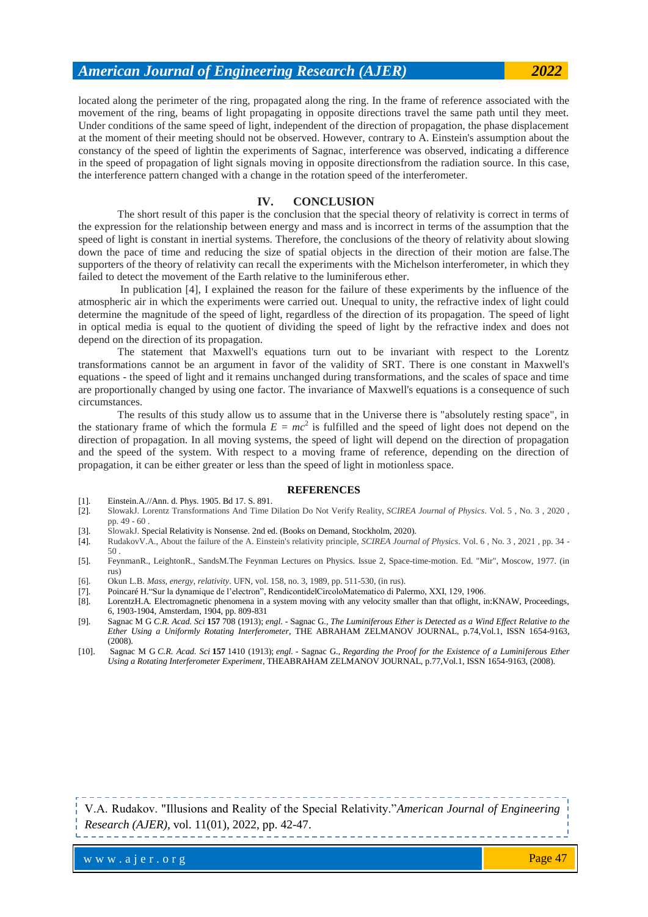located along the perimeter of the ring, propagated along the ring. In the frame of reference associated with the movement of the ring, beams of light propagating in opposite directions travel the same path until they meet. Under conditions of the same speed of light, independent of the direction of propagation, the phase displacement at the moment of their meeting should not be observed. However, contrary to A. Einstein's assumption about the constancy of the speed of lightin the experiments of Sagnac, interference was observed, indicating a difference in the speed of propagation of light signals moving in opposite directionsfrom the radiation source. In this case, the interference pattern changed with a change in the rotation speed of the interferometer.

## IV. CONCLUSION

The short result of this paper is the conclusion that the special theory of relativity is correct in terms of the expression for the relationship between energy and mass and is incorrect in terms of the assumption that the speed of light is constant in inertial systems. Therefore, the conclusions of the theory of relativity about slowing down the pace of time and reducing the size of spatial objects in the direction of their motion are false.The supporters of the theory of relativity can recall the experiments with the Michelson interferometer, in which they failed to detect the movement of the Earth relative to the luminiferous ether.

In publication [4], I explained the reason for the failure of these experiments by the influence of the atmospheric air in which the experiments were carried out. Unequal to unity, the refractive index of light could determine the magnitude of the speed of light, regardless of the direction of its propagation. The speed of light in optical media is equal to the quotient of dividing the speed of light by the refractive index and does not depend on the direction of its propagation.

The statement that Maxwell's equations turn out to be invariant with respect to the Lorentz transformations cannot be an argument in favor of the validity of SRT. There is one constant in Maxwell's equations - the speed of light and it remains unchanged during transformations, and the scales of space and time are proportionally changed by using one factor. The invariance of Maxwell's equations is a consequence of such circumstances.

The results of this study allow us to assume that in the Universe there is "absolutely resting space", in the stationary frame of which the formula $E = mc^2$ is fulfilled and the speed of light does not depend on the direction of propagation. In all moving systems, the speed of light will depend on the direction of propagation and the speed of the system. With respect to a moving frame of reference, depending on the direction of propagation, it can be either greater or less than the speed of light in motionless space.

### REFERENCES

[1]. Einstein.A.//Ann. d. Phys. 1905. Bd 17. S. 891.

[2]. SlowakJ. Lorentz Transformations And Time Dilation Do Not Verify Reality, *SCIREA Journal of Physics*. Vol. 5 , No. 3 , 2020 , pp. 49 - 60 .

[3]. SlowakJ. Special Relativity is Nonsense. 2nd ed. (Books on Demand, Stockholm, 2020).

[4]. RudakovV.A., About the failure of the A. Einstein's relativity principle, *SCIREA Journal of Physics*. Vol. 6 , No. 3 , 2021 , pp. 34 - 50 .

[5]. FeynmanR., LeightonR., SandsM.The Feynman Lectures on Physics. Issue 2, Space-time-motion. Ed. "Mir", Moscow, 1977. (in rus)

[6]. Okun L.B. *Mass, energy, relativity*. UFN, vol. 158, no. 3, 1989, pp. 511-530, (in rus).

[7]. Poincaré H."Sur la dynamique de l'electron", RendicontidelCircoloMatematico di Palermo, XXI, 129, 1906.

[8]. LorentzH.A. Electromagnetic phenomena in a system moving with any velocity smaller than that oflight, in:KNAW, Proceedings, 6, 1903-1904, Amsterdam, 1904, pp. 809-831

[9]. Sagnac M G *C.R. Acad. Sci* **157** 708 (1913); *engl.* - Sagnac G., *The Luminiferous Ether is Detected as a Wind Effect Relative to the Ether Using a Uniformly Rotating Interferometer*, THE ABRAHAM ZELMANOV JOURNAL, p.74,Vol.1, ISSN 1654-9163, (2008).

[10]. Sagnac M G *C.R. Acad. Sci* **157** 1410 (1913); *engl.* - Sagnac G., *Regarding the Proof for the Existence of a Luminiferous Ether Using a Rotating Interferometer Experiment*, THEABRAHAM ZELMANOV JOURNAL, p.77,Vol.1, ISSN 1654-9163, (2008).

V.A. Rudakov. "Illusions and Reality of the Special Relativity."*American Journal of Engineering Research (AJER)*, vol. 11(01), 2022, pp. 42-47.